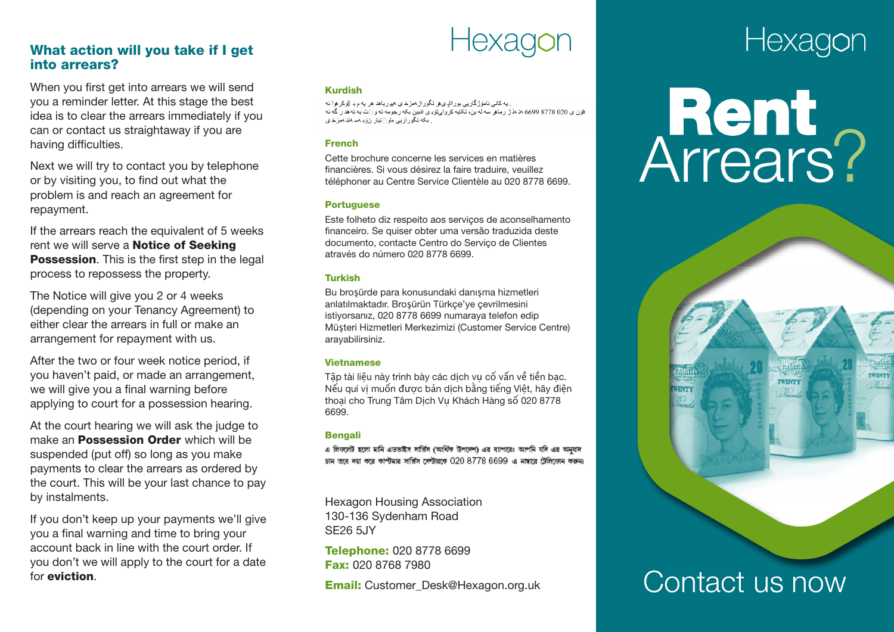## What action will you take if I get into arrears?

When you first get into arrears we will send you a reminder letter. At this stage the best idea is to clear the arrears immediately if you can or contact us straightaway if you are having difficulties.

Next we will try to contact you by telephone or by visiting you, to find out what the problem is and reach an agreement for repayment.

If the arrears reach the equivalent of 5 weeks rent we will serve a **Notice of Seeking Possession**. This is the first step in the legal process to repossess the property.

The Notice will give you 2 or 4 weeks (depending on your Tenancy Agreement) to either clear the arrears in full or make an arrangement for repayment with us.

After the two or four week notice period, if you haven't paid, or made an arrangement, we will give you a final warning before applying to court for a possession hearing.

At the court hearing we will ask the judge to make an **Possession Order** which will be suspended (put off) so long as you make payments to clear the arrears as ordered by the court. This will be your last chance to pay by instalments.

If you don't keep up your payments we'll give you a final warning and time to bring your account back in line with the court order. If you don't we will apply to the court for a date for **eviction**.

# Hexagon

**Kurdish**

ئه‌م بڵاوكراوه‌یه‌ ده‌رباره‌ی خزمه‌تگوزاری ڕاوێژكاری داراییه‌. ئه‌گه‌ر ده‌ته‌وێت ئه‌م بڵاوكراوه‌یه‌ وه‌رگێڕدراو بێت بۆ زمانی كوردی، تكایه‌ په‌یوه‌ندی بكه‌ به‌ ناوه‌ندی خزمه‌تگوزاری كڕیاران له‌ سه‌ر ژماره‌ 020 8778 6699.

**French**

Cette brochure concerne les services en matières financières. Si vous désirez la faire traduire, veuillez téléphoner au Centre Service Clientèle au 020 8778 6699.

**Portuguese**

Este folheto diz respeito aos serviços de aconselhamento financeiro. Se quiser obter uma versão traduzida deste documento, contacte Centro do Serviço de Clientes através do número 020 8778 6699.

**Turkish**

Bu broşürde para konusundaki danışma hizmetleri anlatılmaktadır. Broşürün Türkçe'ye çevrilmesini istiyorsanız, 020 8778 6699 numaraya telefon edip Müşteri Hizmetleri Merkezimizi (Customer Service Centre) arayabilirsiniz.

**Vietnamese**

Tập tài liệu này trình bày các dịch vụ cố vấn về tiền bạc. Nếu quí vị muốn được bản dịch bằng tiếng Việt, hãy điện thoại cho Trung Tâm Dịch Vụ Khách Hàng số 020 8778 6699.

**Bengali**

এ লিফলেট হলো মানি এডভাইস সার্ভিস (আর্থিক উপদেশ) এর ব্যাপারে। আপনি যদি এর অনুবাদ চান তবে দয়া করে কাস্টমার সার্ভিস সেন্টারকে 020 8778 6699 এ নাম্বারে টেলিফোন করুন।

Hexagon Housing Association
130-136 Sydenham Road
SE26 5JY

**Telephone:** 020 8778 6699
**Fax:** 020 8768 7980

**Email:** Customer_Desk@Hexagon.org.uk

# Hexagon

# Rent Arrears?

## Contact us now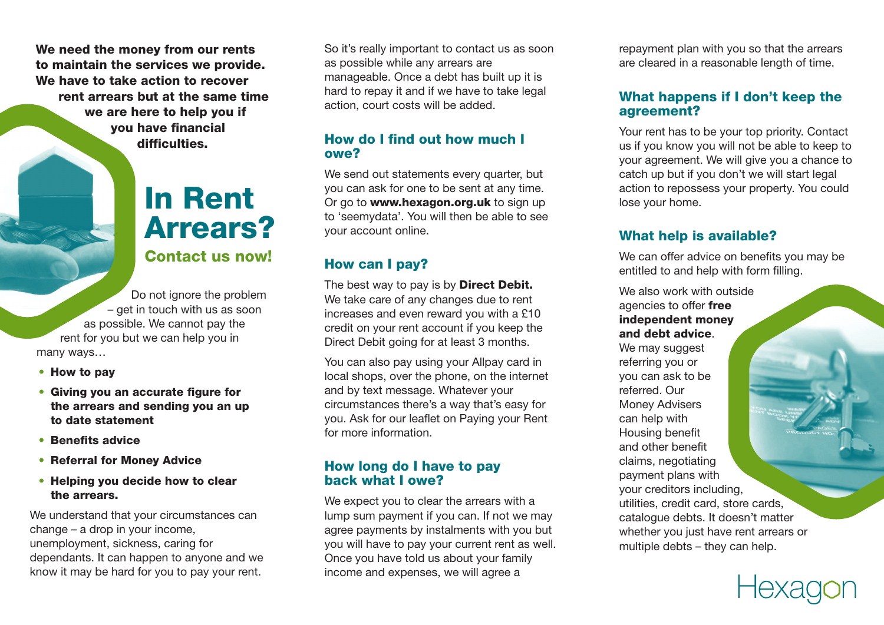**We need the money from our rents to maintain the services we provide. We have to take action to recover rent arrears but at the same time we are here to help you if you have financial difficulties.**

# In Rent Arrears?

## Contact us now!

Do not ignore the problem – get in touch with us as soon as possible. We cannot pay the rent for you but we can help you in many ways…

- **How to pay**
- **Giving you an accurate figure for the arrears and sending you an up to date statement**
- **Benefits advice**
- **Referral for Money Advice**
- **Helping you decide how to clear the arrears.**

We understand that your circumstances can change – a drop in your income, unemployment, sickness, caring for dependants. It can happen to anyone and we know it may be hard for you to pay your rent.

So it's really important to contact us as soon as possible while any arrears are manageable. Once a debt has built up it is hard to repay it and if we have to take legal action, court costs will be added.

### How do I find out how much I owe?

We send out statements every quarter, but you can ask for one to be sent at any time. Or go to **www.hexagon.org.uk** to sign up to 'seemydata'. You will then be able to see your account online.

### How can I pay?

The best way to pay is by **Direct Debit.** We take care of any changes due to rent increases and even reward you with a £10 credit on your rent account if you keep the Direct Debit going for at least 3 months.

You can also pay using your Allpay card in local shops, over the phone, on the internet and by text message. Whatever your circumstances there's a way that's easy for you. Ask for our leaflet on Paying your Rent for more information.

### How long do I have to pay back what I owe?

We expect you to clear the arrears with a lump sum payment if you can. If not we may agree payments by instalments with you but you will have to pay your current rent as well. Once you have told us about your family income and expenses, we will agree a repayment plan with you so that the arrears are cleared in a reasonable length of time.

### What happens if I don't keep the agreement?

Your rent has to be your top priority. Contact us if you know you will not be able to keep to your agreement. We will give you a chance to catch up but if you don't we will start legal action to repossess your property. You could lose your home.

### What help is available?

We can offer advice on benefits you may be entitled to and help with form filling.

We also work with outside agencies to offer **free independent money and debt advice**. We may suggest referring you or you can ask to be referred. Our Money Advisers can help with Housing benefit and other benefit claims, negotiating payment plans with your creditors including, utilities, credit card, store cards, catalogue debts. It doesn't matter whether you just have rent arrears or multiple debts – they can help.

Hexagon